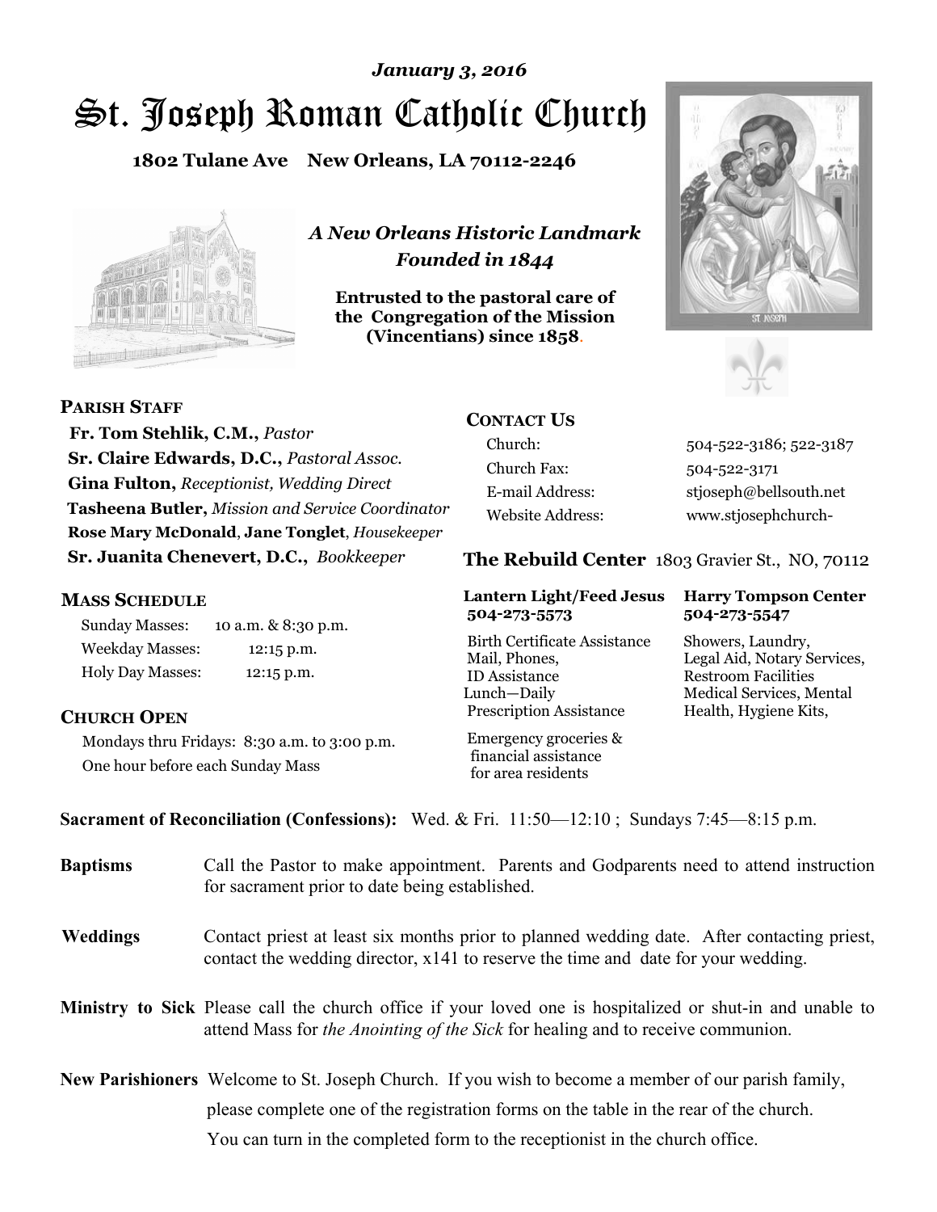*January 3, 2016*

# St. Joseph Roman Catholic Church

**1802 Tulane Ave New Orleans, LA 70112-2246**

***A New Orleans Historic Landmark***
***Founded in 1844***

**Entrusted to the pastoral care of the Congregation of the Mission (Vincentians) since 1858.**

## PARISH STAFF

**Fr. Tom Stehlik, C.M.,** *Pastor*
**Sr. Claire Edwards, D.C.,** *Pastoral Assoc.*
**Gina Fulton,** *Receptionist, Wedding Direct*
**Tasheena Butler,** *Mission and Service Coordinator*
**Rose Mary McDonald**, **Jane Tonglet**, *Housekeeper*
**Sr. Juanita Chenevert, D.C.,** *Bookkeeper*

## MASS SCHEDULE

| | |
|---|---|
| Sunday Masses: | 10 a.m. & 8:30 p.m. |
| Weekday Masses: | 12:15 p.m. |
| Holy Day Masses: | 12:15 p.m. |

## CHURCH OPEN

Mondays thru Fridays: 8:30 a.m. to 3:00 p.m.
One hour before each Sunday Mass

## CONTACT US

| | |
|---|---|
| Church: | 504-522-3186; 522-3187 |
| Church Fax: | 504-522-3171 |
| E-mail Address: | stjoseph@bellsouth.net |
| Website Address: | www.stjosephchurch- |

## The Rebuild Center 1803 Gravier St., NO, 70112

| Lantern Light/Feed Jesus 504-273-5573 | Harry Tompson Center 504-273-5547 |
|---|---|
| Birth Certificate Assistance<br>Mail, Phones,<br>ID Assistance<br>Lunch—Daily<br>Prescription Assistance | Showers, Laundry,<br>Legal Aid, Notary Services,<br>Restroom Facilities<br>Medical Services, Mental Health, Hygiene Kits, |
| Emergency groceries & financial assistance for area residents | |

**Sacrament of Reconciliation (Confessions):** Wed. & Fri. 11:50—12:10 ; Sundays 7:45—8:15 p.m.

**Baptisms** Call the Pastor to make appointment. Parents and Godparents need to attend instruction for sacrament prior to date being established.

**Weddings** Contact priest at least six months prior to planned wedding date. After contacting priest, contact the wedding director, x141 to reserve the time and date for your wedding.

**Ministry to Sick** Please call the church office if your loved one is hospitalized or shut-in and unable to attend Mass for *the Anointing of the Sick* for healing and to receive communion.

**New Parishioners** Welcome to St. Joseph Church. If you wish to become a member of our parish family, please complete one of the registration forms on the table in the rear of the church. You can turn in the completed form to the receptionist in the church office.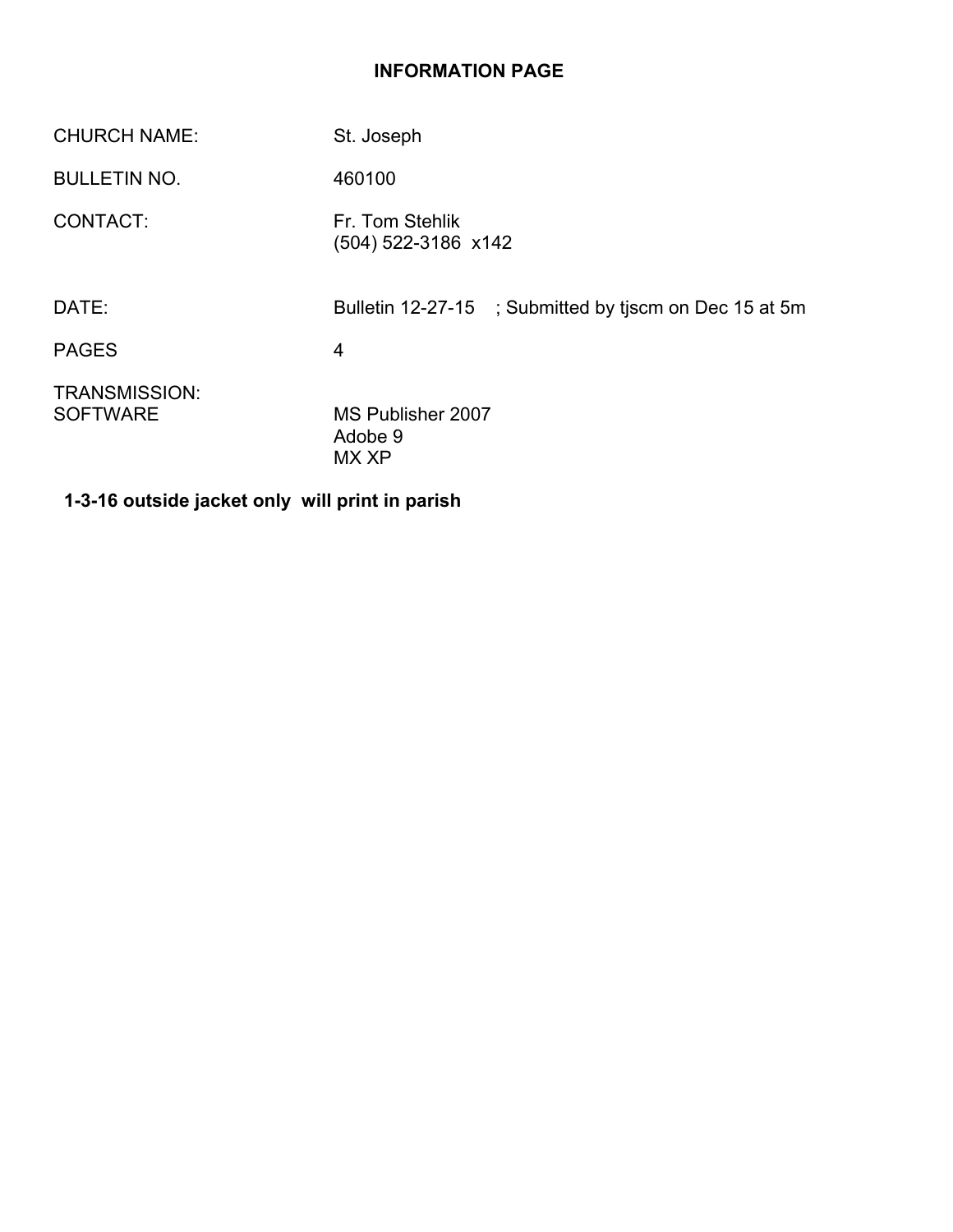# INFORMATION PAGE

| | |
|---|---|
| CHURCH NAME: | St. Joseph |
| BULLETIN NO. | 460100 |
| CONTACT: | Fr. Tom Stehlik<br>(504) 522-3186 x142 |
| DATE: | Bulletin 12-27-15 ; Submitted by tjscm on Dec 15 at 5m |
| PAGES | 4 |
| TRANSMISSION:<br>SOFTWARE | MS Publisher 2007<br>Adobe 9<br>MX XP |

**1-3-16 outside jacket only will print in parish**